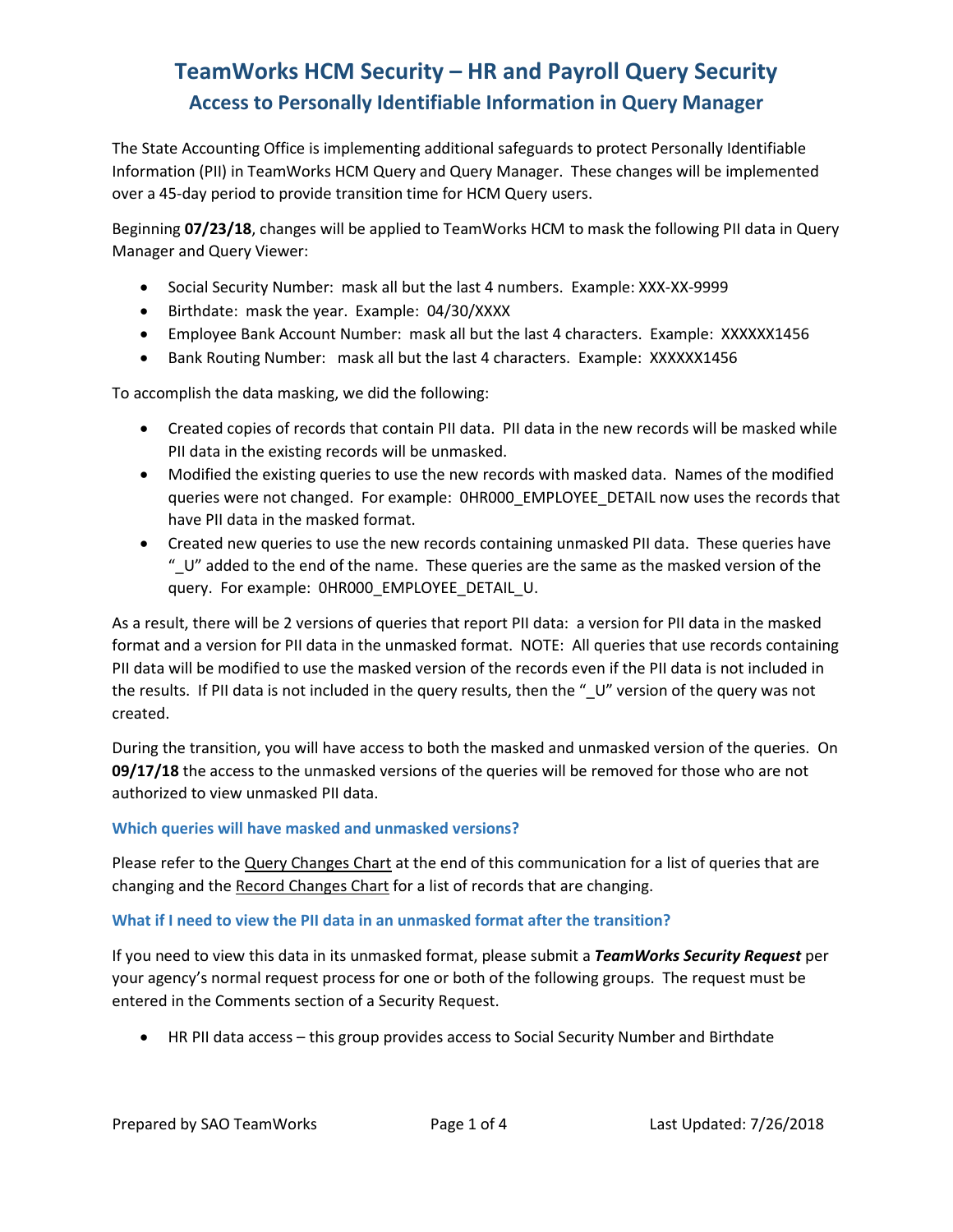# TeamWorks HCM Security – HR and Payroll Query Security

## Access to Personally Identifiable Information in Query Manager

The State Accounting Office is implementing additional safeguards to protect Personally Identifiable Information (PII) in TeamWorks HCM Query and Query Manager. These changes will be implemented over a 45-day period to provide transition time for HCM Query users.

Beginning **07/23/18**, changes will be applied to TeamWorks HCM to mask the following PII data in Query Manager and Query Viewer:

- Social Security Number: mask all but the last 4 numbers. Example: XXX-XX-9999
- Birthdate: mask the year. Example: 04/30/XXXX
- Employee Bank Account Number: mask all but the last 4 characters. Example: XXXXXX1456
- Bank Routing Number: mask all but the last 4 characters. Example: XXXXXX1456

To accomplish the data masking, we did the following:

- Created copies of records that contain PII data. PII data in the new records will be masked while PII data in the existing records will be unmasked.
- Modified the existing queries to use the new records with masked data. Names of the modified queries were not changed. For example: 0HR000_EMPLOYEE_DETAIL now uses the records that have PII data in the masked format.
- Created new queries to use the new records containing unmasked PII data. These queries have "_U" added to the end of the name. These queries are the same as the masked version of the query. For example: 0HR000_EMPLOYEE_DETAIL_U.

As a result, there will be 2 versions of queries that report PII data: a version for PII data in the masked format and a version for PII data in the unmasked format. NOTE: All queries that use records containing PII data will be modified to use the masked version of the records even if the PII data is not included in the results. If PII data is not included in the query results, then the "_U" version of the query was not created.

During the transition, you will have access to both the masked and unmasked version of the queries. On **09/17/18** the access to the unmasked versions of the queries will be removed for those who are not authorized to view unmasked PII data.

### Which queries will have masked and unmasked versions?

Please refer to the Query Changes Chart at the end of this communication for a list of queries that are changing and the Record Changes Chart for a list of records that are changing.

### What if I need to view the PII data in an unmasked format after the transition?

If you need to view this data in its unmasked format, please submit a ***TeamWorks Security Request*** per your agency's normal request process for one or both of the following groups. The request must be entered in the Comments section of a Security Request.

- HR PII data access – this group provides access to Social Security Number and Birthdate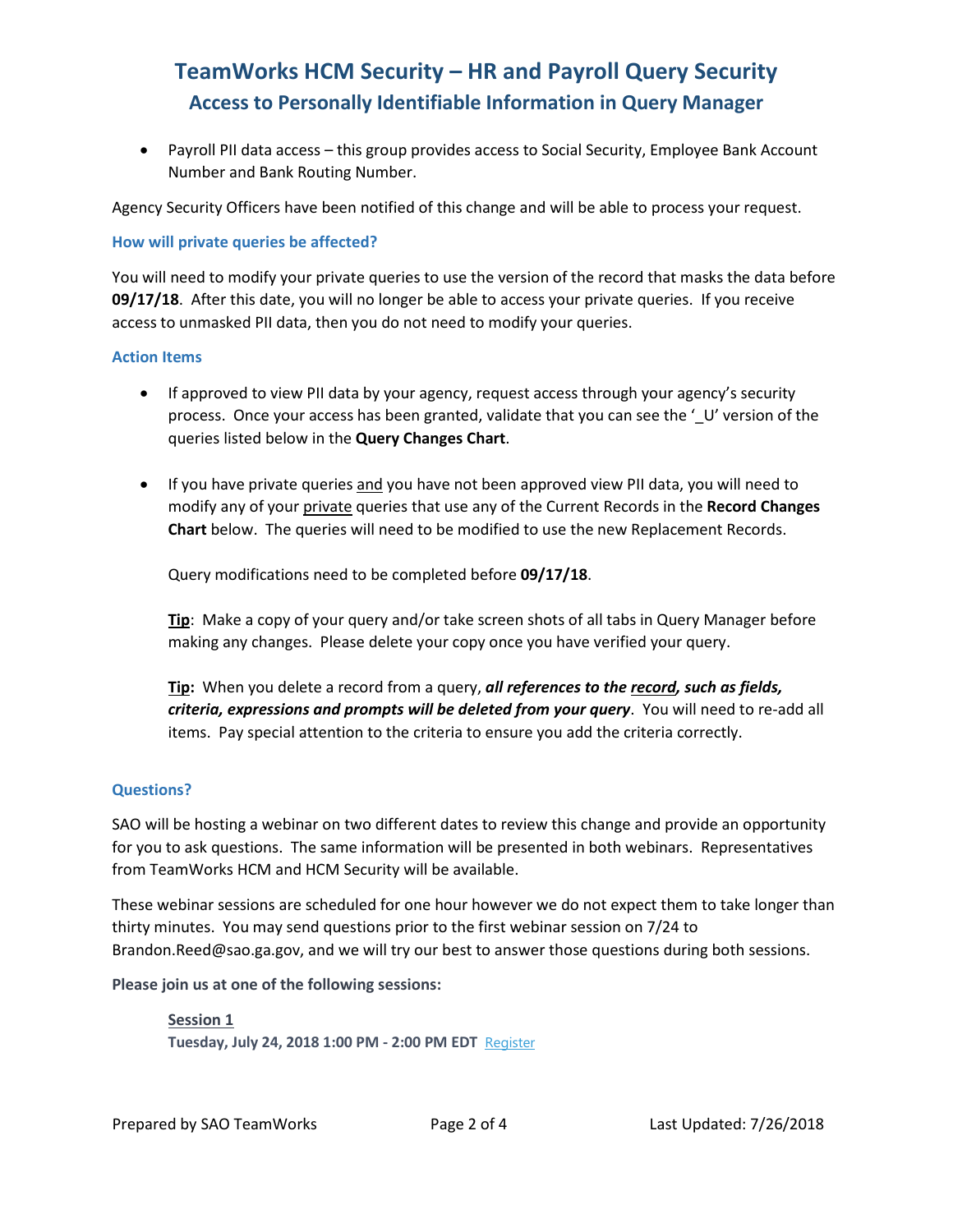- Payroll PII data access – this group provides access to Social Security, Employee Bank Account Number and Bank Routing Number.

Agency Security Officers have been notified of this change and will be able to process your request.

### How will private queries be affected?

You will need to modify your private queries to use the version of the record that masks the data before **09/17/18**. After this date, you will no longer be able to access your private queries. If you receive access to unmasked PII data, then you do not need to modify your queries.

### Action Items

- If approved to view PII data by your agency, request access through your agency's security process. Once your access has been granted, validate that you can see the '_U' version of the queries listed below in the **Query Changes Chart**.

- If you have private queries and you have not been approved view PII data, you will need to modify any of your private queries that use any of the Current Records in the **Record Changes Chart** below. The queries will need to be modified to use the new Replacement Records.

  Query modifications need to be completed before **09/17/18**.

  **Tip**: Make a copy of your query and/or take screen shots of all tabs in Query Manager before making any changes. Please delete your copy once you have verified your query.

  **Tip:** When you delete a record from a query, ***all references to the record, such as fields, criteria, expressions and prompts will be deleted from your query***. You will need to re-add all items. Pay special attention to the criteria to ensure you add the criteria correctly.

### Questions?

SAO will be hosting a webinar on two different dates to review this change and provide an opportunity for you to ask questions. The same information will be presented in both webinars. Representatives from TeamWorks HCM and HCM Security will be available.

These webinar sessions are scheduled for one hour however we do not expect them to take longer than thirty minutes. You may send questions prior to the first webinar session on 7/24 to Brandon.Reed@sao.ga.gov, and we will try our best to answer those questions during both sessions.

**Please join us at one of the following sessions:**

**Session 1**
**Tuesday, July 24, 2018 1:00 PM - 2:00 PM EDT** Register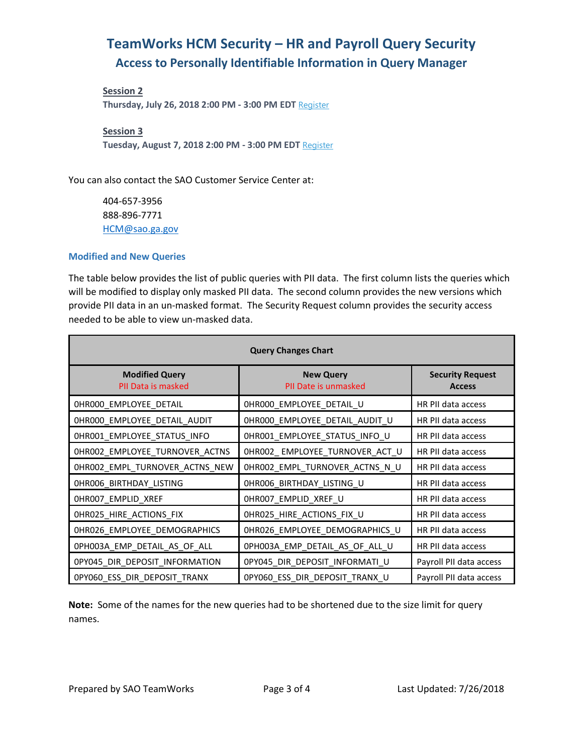**Session 2**
**Thursday, July 26, 2018 2:00 PM - 3:00 PM EDT** Register

**Session 3**
**Tuesday, August 7, 2018 2:00 PM - 3:00 PM EDT** Register

You can also contact the SAO Customer Service Center at:

404-657-3956
888-896-7771
HCM@sao.ga.gov

### Modified and New Queries

The table below provides the list of public queries with PII data. The first column lists the queries which will be modified to display only masked PII data. The second column provides the new versions which provide PII data in an un-masked format. The Security Request column provides the security access needed to be able to view un-masked data.

**Query Changes Chart**

| Modified Query<br>PII Data is masked | New Query<br>PII Date is unmasked | Security Request Access |
|---|---|---|
| 0HR000_EMPLOYEE_DETAIL | 0HR000_EMPLOYEE_DETAIL_U | HR PII data access |
| 0HR000_EMPLOYEE_DETAIL_AUDIT | 0HR000_EMPLOYEE_DETAIL_AUDIT_U | HR PII data access |
| 0HR001_EMPLOYEE_STATUS_INFO | 0HR001_EMPLOYEE_STATUS_INFO_U | HR PII data access |
| 0HR002_EMPLOYEE_TURNOVER_ACTNS | 0HR002_ EMPLOYEE_TURNOVER_ACT_U | HR PII data access |
| 0HR002_EMPL_TURNOVER_ACTNS_NEW | 0HR002_EMPL_TURNOVER_ACTNS_N_U | HR PII data access |
| 0HR006_BIRTHDAY_LISTING | 0HR006_BIRTHDAY_LISTING_U | HR PII data access |
| 0HR007_EMPLID_XREF | 0HR007_EMPLID_XREF_U | HR PII data access |
| 0HR025_HIRE_ACTIONS_FIX | 0HR025_HIRE_ACTIONS_FIX_U | HR PII data access |
| 0HR026_EMPLOYEE_DEMOGRAPHICS | 0HR026_EMPLOYEE_DEMOGRAPHICS_U | HR PII data access |
| 0PH003A_EMP_DETAIL_AS_OF_ALL | 0PH003A_EMP_DETAIL_AS_OF_ALL_U | HR PII data access |
| 0PY045_DIR_DEPOSIT_INFORMATION | 0PY045_DIR_DEPOSIT_INFORMATI_U | Payroll PII data access |
| 0PY060_ESS_DIR_DEPOSIT_TRANX | 0PY060_ESS_DIR_DEPOSIT_TRANX_U | Payroll PII data access |

**Note:** Some of the names for the new queries had to be shortened due to the size limit for query names.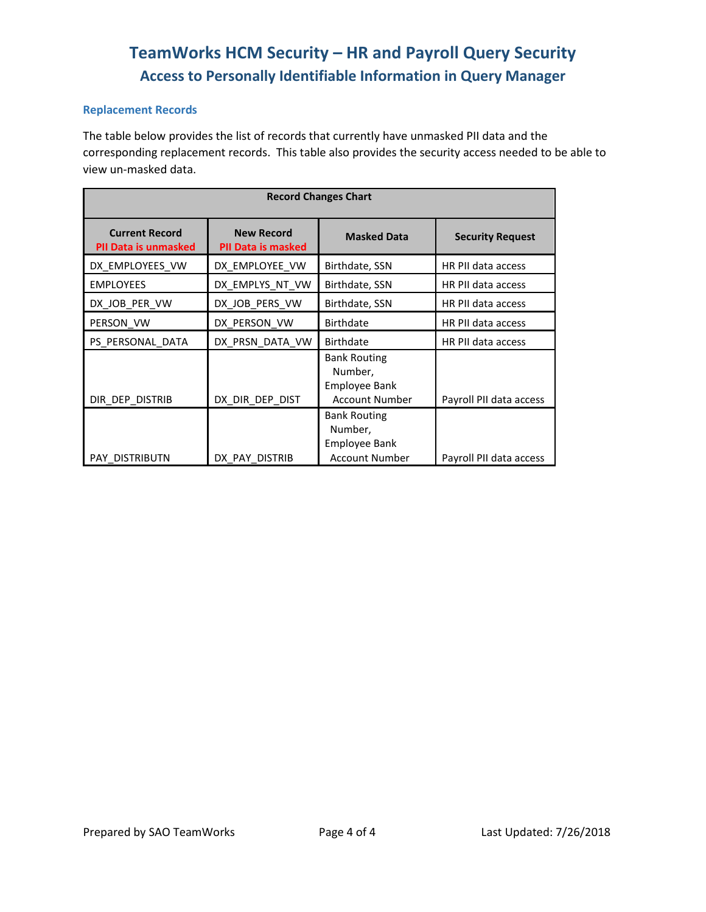# TeamWorks HCM Security – HR and Payroll Query Security

## Access to Personally Identifiable Information in Query Manager

### Replacement Records

The table below provides the list of records that currently have unmasked PII data and the corresponding replacement records. This table also provides the security access needed to be able to view un-masked data.

| Record Changes Chart | | | |
|---|---|---|---|
| **Current Record** **PII Data is unmasked** | **New Record** **PII Data is masked** | **Masked Data** | **Security Request** |
| DX_EMPLOYEES_VW | DX_EMPLOYEE_VW | Birthdate, SSN | HR PII data access |
| EMPLOYEES | DX_EMPLYS_NT_VW | Birthdate, SSN | HR PII data access |
| DX_JOB_PER_VW | DX_JOB_PERS_VW | Birthdate, SSN | HR PII data access |
| PERSON_VW | DX_PERSON_VW | Birthdate | HR PII data access |
| PS_PERSONAL_DATA | DX_PRSN_DATA_VW | Birthdate | HR PII data access |
| DIR_DEP_DISTRIB | DX_DIR_DEP_DIST | Bank Routing Number, Employee Bank Account Number | Payroll PII data access |
| PAY_DISTRIBUTN | DX_PAY_DISTRIB | Bank Routing Number, Employee Bank Account Number | Payroll PII data access |

Prepared by SAO TeamWorks

Last Updated: 7/26/2018